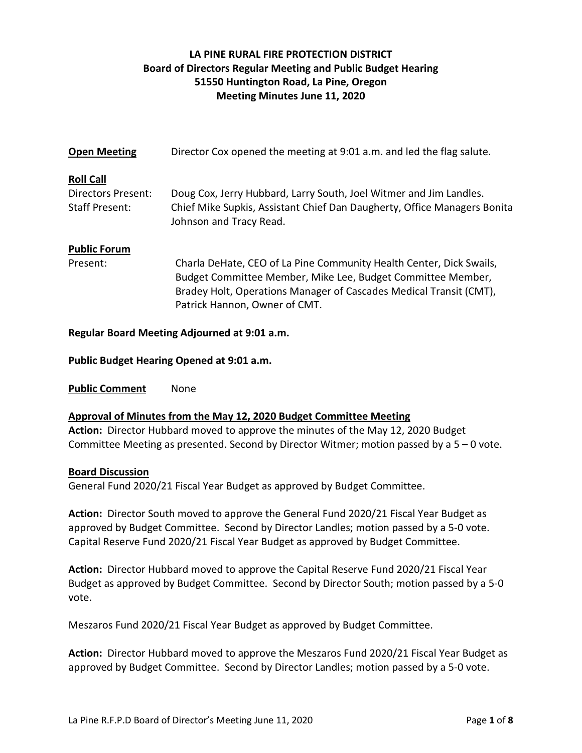# LA PINE RURAL FIRE PROTECTION DISTRICT
## Board of Directors Regular Meeting and Public Budget Hearing
## 51550 Huntington Road, La Pine, Oregon
## Meeting Minutes June 11, 2020

**Open Meeting** Director Cox opened the meeting at 9:01 a.m. and led the flag salute.

**Roll Call**

Directors Present: Doug Cox, Jerry Hubbard, Larry South, Joel Witmer and Jim Landles.

Staff Present: Chief Mike Supkis, Assistant Chief Dan Daugherty, Office Managers Bonita Johnson and Tracy Read.

**Public Forum**

Present: Charla DeHate, CEO of La Pine Community Health Center, Dick Swails, Budget Committee Member, Mike Lee, Budget Committee Member, Bradey Holt, Operations Manager of Cascades Medical Transit (CMT), Patrick Hannon, Owner of CMT.

**Regular Board Meeting Adjourned at 9:01 a.m.**

**Public Budget Hearing Opened at 9:01 a.m.**

**Public Comment** None

**Approval of Minutes from the May 12, 2020 Budget Committee Meeting**

**Action:** Director Hubbard moved to approve the minutes of the May 12, 2020 Budget Committee Meeting as presented. Second by Director Witmer; motion passed by a 5 – 0 vote.

**Board Discussion**

General Fund 2020/21 Fiscal Year Budget as approved by Budget Committee.

**Action:** Director South moved to approve the General Fund 2020/21 Fiscal Year Budget as approved by Budget Committee. Second by Director Landles; motion passed by a 5-0 vote. Capital Reserve Fund 2020/21 Fiscal Year Budget as approved by Budget Committee.

**Action:** Director Hubbard moved to approve the Capital Reserve Fund 2020/21 Fiscal Year Budget as approved by Budget Committee. Second by Director South; motion passed by a 5-0 vote.

Meszaros Fund 2020/21 Fiscal Year Budget as approved by Budget Committee.

**Action:** Director Hubbard moved to approve the Meszaros Fund 2020/21 Fiscal Year Budget as approved by Budget Committee. Second by Director Landles; motion passed by a 5-0 vote.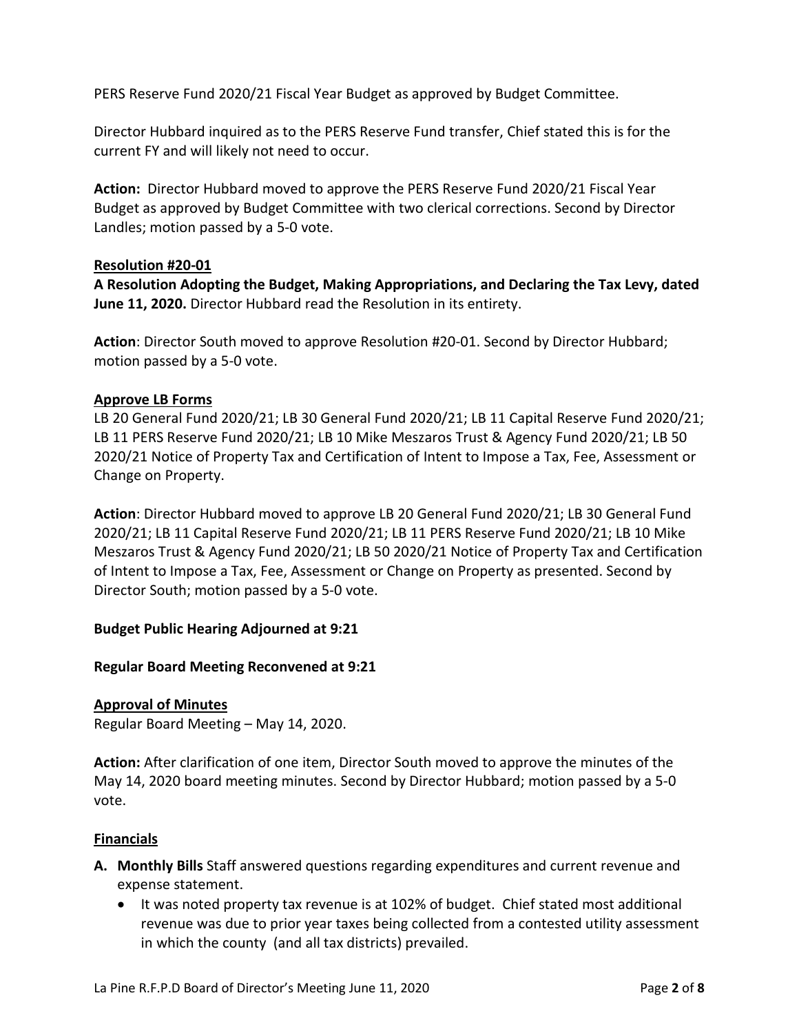PERS Reserve Fund 2020/21 Fiscal Year Budget as approved by Budget Committee.

Director Hubbard inquired as to the PERS Reserve Fund transfer, Chief stated this is for the current FY and will likely not need to occur.

**Action:** Director Hubbard moved to approve the PERS Reserve Fund 2020/21 Fiscal Year Budget as approved by Budget Committee with two clerical corrections. Second by Director Landles; motion passed by a 5-0 vote.

**Resolution #20-01**

**A Resolution Adopting the Budget, Making Appropriations, and Declaring the Tax Levy, dated June 11, 2020.** Director Hubbard read the Resolution in its entirety.

**Action**: Director South moved to approve Resolution #20-01. Second by Director Hubbard; motion passed by a 5-0 vote.

**Approve LB Forms**

LB 20 General Fund 2020/21; LB 30 General Fund 2020/21; LB 11 Capital Reserve Fund 2020/21; LB 11 PERS Reserve Fund 2020/21; LB 10 Mike Meszaros Trust & Agency Fund 2020/21; LB 50 2020/21 Notice of Property Tax and Certification of Intent to Impose a Tax, Fee, Assessment or Change on Property.

**Action**: Director Hubbard moved to approve LB 20 General Fund 2020/21; LB 30 General Fund 2020/21; LB 11 Capital Reserve Fund 2020/21; LB 11 PERS Reserve Fund 2020/21; LB 10 Mike Meszaros Trust & Agency Fund 2020/21; LB 50 2020/21 Notice of Property Tax and Certification of Intent to Impose a Tax, Fee, Assessment or Change on Property as presented. Second by Director South; motion passed by a 5-0 vote.

**Budget Public Hearing Adjourned at 9:21**

**Regular Board Meeting Reconvened at 9:21**

**Approval of Minutes**

Regular Board Meeting – May 14, 2020.

**Action:** After clarification of one item, Director South moved to approve the minutes of the May 14, 2020 board meeting minutes. Second by Director Hubbard; motion passed by a 5-0 vote.

**Financials**

**A. Monthly Bills** Staff answered questions regarding expenditures and current revenue and expense statement.
   - It was noted property tax revenue is at 102% of budget. Chief stated most additional revenue was due to prior year taxes being collected from a contested utility assessment in which the county (and all tax districts) prevailed.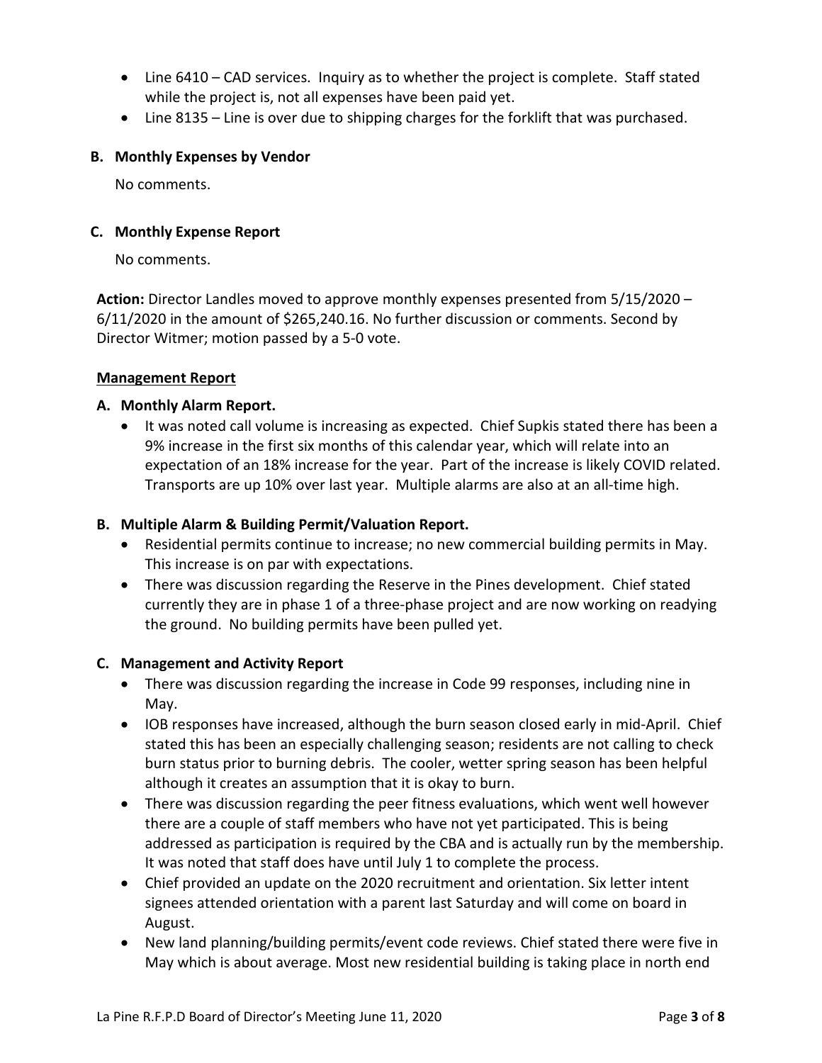- Line 6410 – CAD services. Inquiry as to whether the project is complete. Staff stated while the project is, not all expenses have been paid yet.
- Line 8135 – Line is over due to shipping charges for the forklift that was purchased.

**B. Monthly Expenses by Vendor**

No comments.

**C. Monthly Expense Report**

No comments.

**Action:** Director Landles moved to approve monthly expenses presented from 5/15/2020 – 6/11/2020 in the amount of $265,240.16. No further discussion or comments. Second by Director Witmer; motion passed by a 5-0 vote.

**Management Report**

**A. Monthly Alarm Report.**

- It was noted call volume is increasing as expected. Chief Supkis stated there has been a 9% increase in the first six months of this calendar year, which will relate into an expectation of an 18% increase for the year. Part of the increase is likely COVID related. Transports are up 10% over last year. Multiple alarms are also at an all-time high.

**B. Multiple Alarm & Building Permit/Valuation Report.**

- Residential permits continue to increase; no new commercial building permits in May. This increase is on par with expectations.
- There was discussion regarding the Reserve in the Pines development. Chief stated currently they are in phase 1 of a three-phase project and are now working on readying the ground. No building permits have been pulled yet.

**C. Management and Activity Report**

- There was discussion regarding the increase in Code 99 responses, including nine in May.
- IOB responses have increased, although the burn season closed early in mid-April. Chief stated this has been an especially challenging season; residents are not calling to check burn status prior to burning debris. The cooler, wetter spring season has been helpful although it creates an assumption that it is okay to burn.
- There was discussion regarding the peer fitness evaluations, which went well however there are a couple of staff members who have not yet participated. This is being addressed as participation is required by the CBA and is actually run by the membership. It was noted that staff does have until July 1 to complete the process.
- Chief provided an update on the 2020 recruitment and orientation. Six letter intent signees attended orientation with a parent last Saturday and will come on board in August.
- New land planning/building permits/event code reviews. Chief stated there were five in May which is about average. Most new residential building is taking place in north end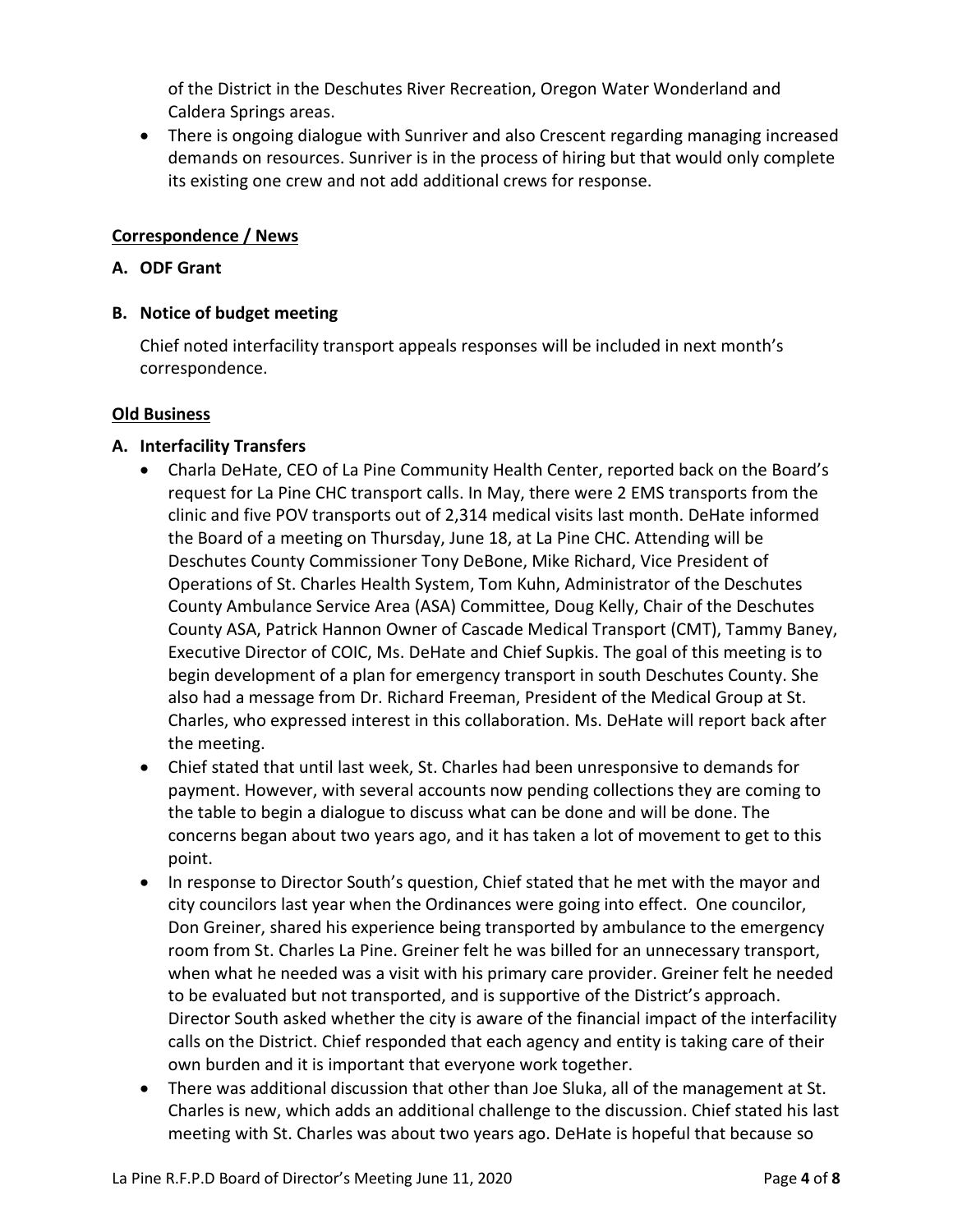of the District in the Deschutes River Recreation, Oregon Water Wonderland and Caldera Springs areas.

- There is ongoing dialogue with Sunriver and also Crescent regarding managing increased demands on resources. Sunriver is in the process of hiring but that would only complete its existing one crew and not add additional crews for response.

## Correspondence / News

**A. ODF Grant**

**B. Notice of budget meeting**

Chief noted interfacility transport appeals responses will be included in next month's correspondence.

## Old Business

**A. Interfacility Transfers**

- Charla DeHate, CEO of La Pine Community Health Center, reported back on the Board's request for La Pine CHC transport calls. In May, there were 2 EMS transports from the clinic and five POV transports out of 2,314 medical visits last month. DeHate informed the Board of a meeting on Thursday, June 18, at La Pine CHC. Attending will be Deschutes County Commissioner Tony DeBone, Mike Richard, Vice President of Operations of St. Charles Health System, Tom Kuhn, Administrator of the Deschutes County Ambulance Service Area (ASA) Committee, Doug Kelly, Chair of the Deschutes County ASA, Patrick Hannon Owner of Cascade Medical Transport (CMT), Tammy Baney, Executive Director of COIC, Ms. DeHate and Chief Supkis. The goal of this meeting is to begin development of a plan for emergency transport in south Deschutes County. She also had a message from Dr. Richard Freeman, President of the Medical Group at St. Charles, who expressed interest in this collaboration. Ms. DeHate will report back after the meeting.
- Chief stated that until last week, St. Charles had been unresponsive to demands for payment. However, with several accounts now pending collections they are coming to the table to begin a dialogue to discuss what can be done and will be done. The concerns began about two years ago, and it has taken a lot of movement to get to this point.
- In response to Director South's question, Chief stated that he met with the mayor and city councilors last year when the Ordinances were going into effect. One councilor, Don Greiner, shared his experience being transported by ambulance to the emergency room from St. Charles La Pine. Greiner felt he was billed for an unnecessary transport, when what he needed was a visit with his primary care provider. Greiner felt he needed to be evaluated but not transported, and is supportive of the District's approach. Director South asked whether the city is aware of the financial impact of the interfacility calls on the District. Chief responded that each agency and entity is taking care of their own burden and it is important that everyone work together.
- There was additional discussion that other than Joe Sluka, all of the management at St. Charles is new, which adds an additional challenge to the discussion. Chief stated his last meeting with St. Charles was about two years ago. DeHate is hopeful that because so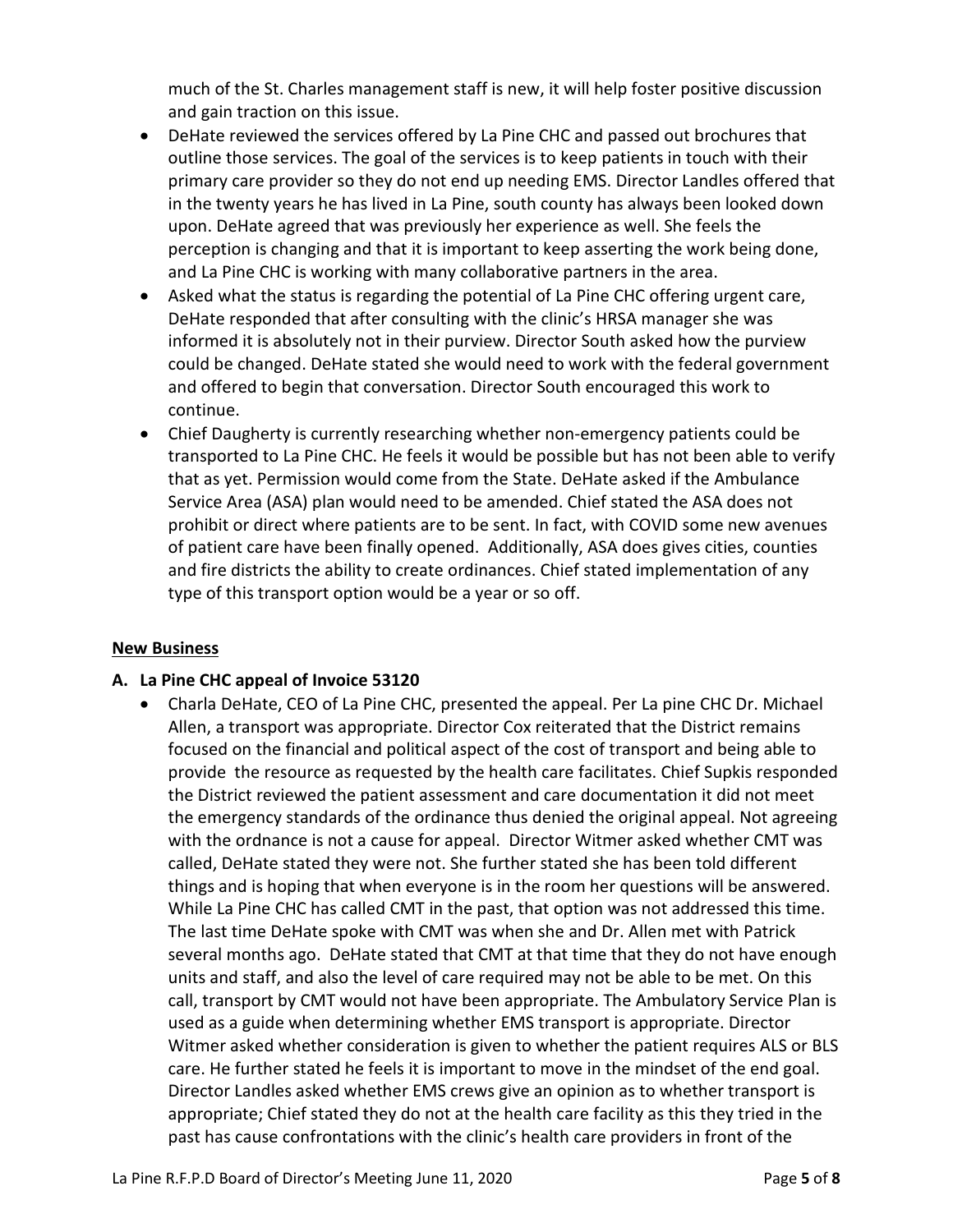much of the St. Charles management staff is new, it will help foster positive discussion and gain traction on this issue.

- DeHate reviewed the services offered by La Pine CHC and passed out brochures that outline those services. The goal of the services is to keep patients in touch with their primary care provider so they do not end up needing EMS. Director Landles offered that in the twenty years he has lived in La Pine, south county has always been looked down upon. DeHate agreed that was previously her experience as well. She feels the perception is changing and that it is important to keep asserting the work being done, and La Pine CHC is working with many collaborative partners in the area.
- Asked what the status is regarding the potential of La Pine CHC offering urgent care, DeHate responded that after consulting with the clinic's HRSA manager she was informed it is absolutely not in their purview. Director South asked how the purview could be changed. DeHate stated she would need to work with the federal government and offered to begin that conversation. Director South encouraged this work to continue.
- Chief Daugherty is currently researching whether non-emergency patients could be transported to La Pine CHC. He feels it would be possible but has not been able to verify that as yet. Permission would come from the State. DeHate asked if the Ambulance Service Area (ASA) plan would need to be amended. Chief stated the ASA does not prohibit or direct where patients are to be sent. In fact, with COVID some new avenues of patient care have been finally opened. Additionally, ASA does gives cities, counties and fire districts the ability to create ordinances. Chief stated implementation of any type of this transport option would be a year or so off.

## New Business

### A. La Pine CHC appeal of Invoice 53120

- Charla DeHate, CEO of La Pine CHC, presented the appeal. Per La pine CHC Dr. Michael Allen, a transport was appropriate. Director Cox reiterated that the District remains focused on the financial and political aspect of the cost of transport and being able to provide the resource as requested by the health care facilitates. Chief Supkis responded the District reviewed the patient assessment and care documentation it did not meet the emergency standards of the ordinance thus denied the original appeal. Not agreeing with the ordnance is not a cause for appeal. Director Witmer asked whether CMT was called, DeHate stated they were not. She further stated she has been told different things and is hoping that when everyone is in the room her questions will be answered. While La Pine CHC has called CMT in the past, that option was not addressed this time. The last time DeHate spoke with CMT was when she and Dr. Allen met with Patrick several months ago. DeHate stated that CMT at that time that they do not have enough units and staff, and also the level of care required may not be able to be met. On this call, transport by CMT would not have been appropriate. The Ambulatory Service Plan is used as a guide when determining whether EMS transport is appropriate. Director Witmer asked whether consideration is given to whether the patient requires ALS or BLS care. He further stated he feels it is important to move in the mindset of the end goal. Director Landles asked whether EMS crews give an opinion as to whether transport is appropriate; Chief stated they do not at the health care facility as this they tried in the past has cause confrontations with the clinic's health care providers in front of the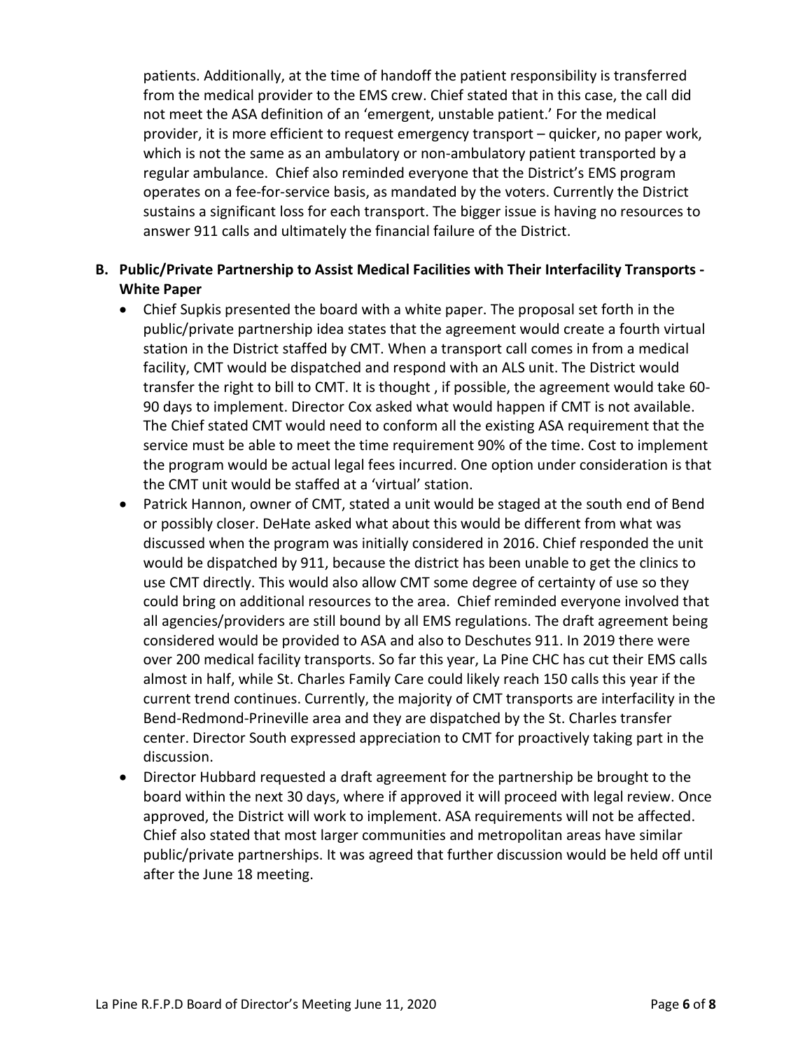patients. Additionally, at the time of handoff the patient responsibility is transferred from the medical provider to the EMS crew. Chief stated that in this case, the call did not meet the ASA definition of an 'emergent, unstable patient.' For the medical provider, it is more efficient to request emergency transport – quicker, no paper work, which is not the same as an ambulatory or non-ambulatory patient transported by a regular ambulance. Chief also reminded everyone that the District's EMS program operates on a fee-for-service basis, as mandated by the voters. Currently the District sustains a significant loss for each transport. The bigger issue is having no resources to answer 911 calls and ultimately the financial failure of the District.

**B. Public/Private Partnership to Assist Medical Facilities with Their Interfacility Transports - White Paper**

- Chief Supkis presented the board with a white paper. The proposal set forth in the public/private partnership idea states that the agreement would create a fourth virtual station in the District staffed by CMT. When a transport call comes in from a medical facility, CMT would be dispatched and respond with an ALS unit. The District would transfer the right to bill to CMT. It is thought , if possible, the agreement would take 60-90 days to implement. Director Cox asked what would happen if CMT is not available. The Chief stated CMT would need to conform all the existing ASA requirement that the service must be able to meet the time requirement 90% of the time. Cost to implement the program would be actual legal fees incurred. One option under consideration is that the CMT unit would be staffed at a 'virtual' station.
- Patrick Hannon, owner of CMT, stated a unit would be staged at the south end of Bend or possibly closer. DeHate asked what about this would be different from what was discussed when the program was initially considered in 2016. Chief responded the unit would be dispatched by 911, because the district has been unable to get the clinics to use CMT directly. This would also allow CMT some degree of certainty of use so they could bring on additional resources to the area. Chief reminded everyone involved that all agencies/providers are still bound by all EMS regulations. The draft agreement being considered would be provided to ASA and also to Deschutes 911. In 2019 there were over 200 medical facility transports. So far this year, La Pine CHC has cut their EMS calls almost in half, while St. Charles Family Care could likely reach 150 calls this year if the current trend continues. Currently, the majority of CMT transports are interfacility in the Bend-Redmond-Prineville area and they are dispatched by the St. Charles transfer center. Director South expressed appreciation to CMT for proactively taking part in the discussion.
- Director Hubbard requested a draft agreement for the partnership be brought to the board within the next 30 days, where if approved it will proceed with legal review. Once approved, the District will work to implement. ASA requirements will not be affected. Chief also stated that most larger communities and metropolitan areas have similar public/private partnerships. It was agreed that further discussion would be held off until after the June 18 meeting.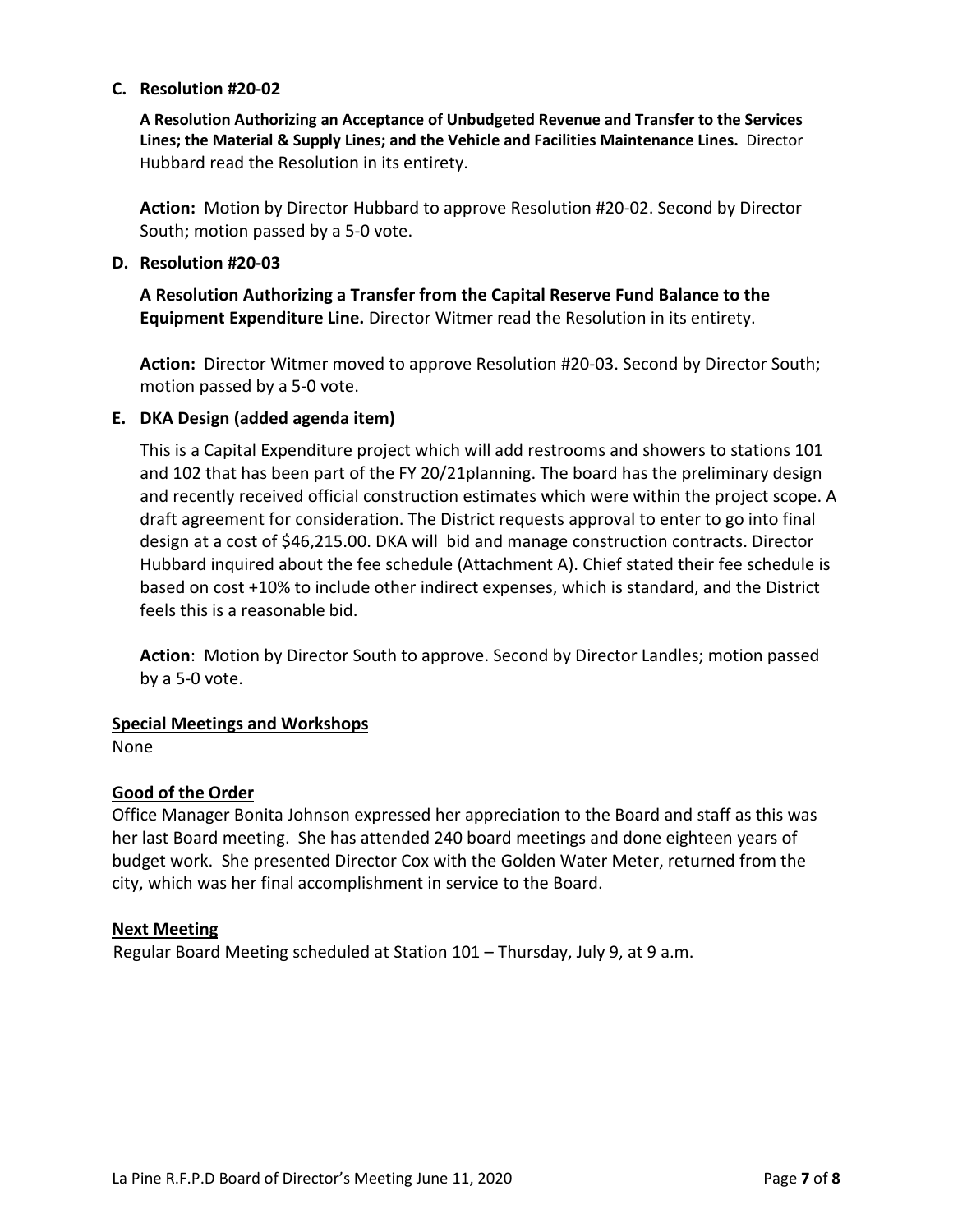**C. Resolution #20-02**

**A Resolution Authorizing an Acceptance of Unbudgeted Revenue and Transfer to the Services Lines; the Material & Supply Lines; and the Vehicle and Facilities Maintenance Lines.** Director Hubbard read the Resolution in its entirety.

**Action:** Motion by Director Hubbard to approve Resolution #20-02. Second by Director South; motion passed by a 5-0 vote.

**D. Resolution #20-03**

**A Resolution Authorizing a Transfer from the Capital Reserve Fund Balance to the Equipment Expenditure Line.** Director Witmer read the Resolution in its entirety.

**Action:** Director Witmer moved to approve Resolution #20-03. Second by Director South; motion passed by a 5-0 vote.

**E. DKA Design (added agenda item)**

This is a Capital Expenditure project which will add restrooms and showers to stations 101 and 102 that has been part of the FY 20/21planning. The board has the preliminary design and recently received official construction estimates which were within the project scope. A draft agreement for consideration. The District requests approval to enter to go into final design at a cost of $46,215.00. DKA will bid and manage construction contracts. Director Hubbard inquired about the fee schedule (Attachment A). Chief stated their fee schedule is based on cost +10% to include other indirect expenses, which is standard, and the District feels this is a reasonable bid.

**Action**: Motion by Director South to approve. Second by Director Landles; motion passed by a 5-0 vote.

**Special Meetings and Workshops**

None

**Good of the Order**

Office Manager Bonita Johnson expressed her appreciation to the Board and staff as this was her last Board meeting. She has attended 240 board meetings and done eighteen years of budget work. She presented Director Cox with the Golden Water Meter, returned from the city, which was her final accomplishment in service to the Board.

**Next Meeting**

Regular Board Meeting scheduled at Station 101 – Thursday, July 9, at 9 a.m.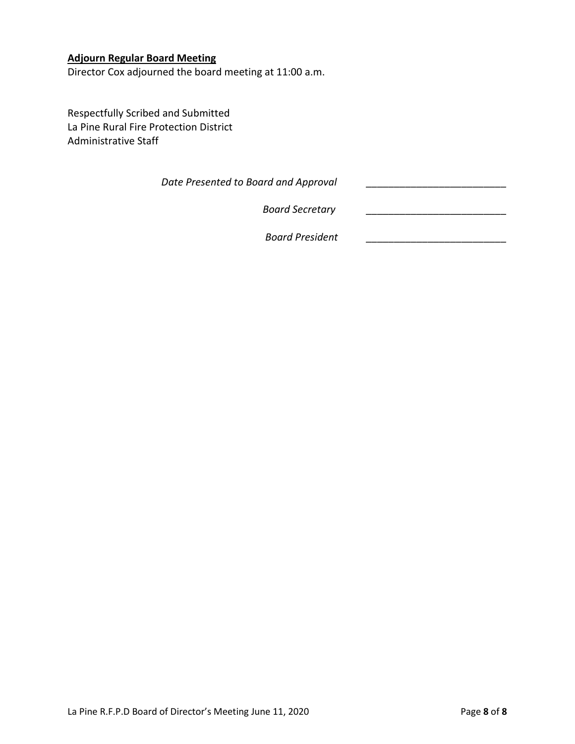**Adjourn Regular Board Meeting**

Director Cox adjourned the board meeting at 11:00 a.m.

Respectfully Scribed and Submitted
La Pine Rural Fire Protection District
Administrative Staff

*Date Presented to Board and Approval* _________________________

*Board Secretary* _________________________

*Board President* _________________________